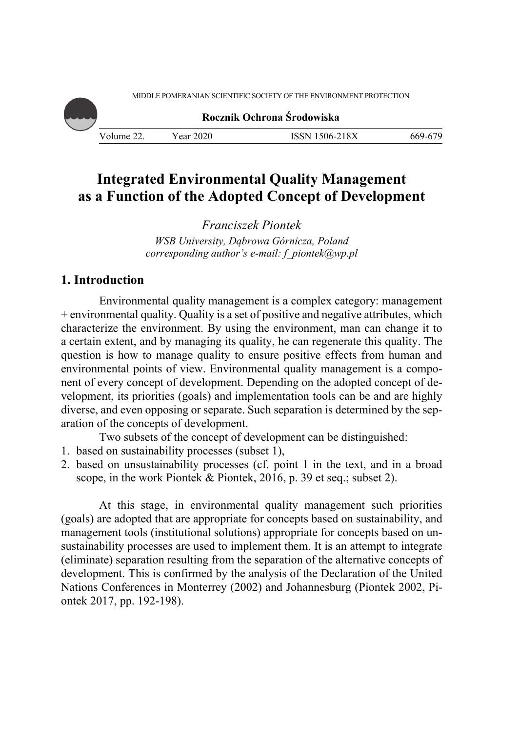# Integrated Environmental Quality Management as a Function of the Adopted Concept of Development

*Franciszek Piontek*
*WSB University, Dąbrowa Górnicza, Poland*
*corresponding author's e-mail: f_piontek@wp.pl*

## 1. Introduction

Environmental quality management is a complex category: management + environmental quality. Quality is a set of positive and negative attributes, which characterize the environment. By using the environment, man can change it to a certain extent, and by managing its quality, he can regenerate this quality. The question is how to manage quality to ensure positive effects from human and environmental points of view. Environmental quality management is a component of every concept of development. Depending on the adopted concept of development, its priorities (goals) and implementation tools can be and are highly diverse, and even opposing or separate. Such separation is determined by the separation of the concepts of development.

Two subsets of the concept of development can be distinguished:

1. based on sustainability processes (subset 1),
2. based on unsustainability processes (cf. point 1 in the text, and in a broad scope, in the work Piontek & Piontek, 2016, p. 39 et seq.; subset 2).

At this stage, in environmental quality management such priorities (goals) are adopted that are appropriate for concepts based on sustainability, and management tools (institutional solutions) appropriate for concepts based on unsustainability processes are used to implement them. It is an attempt to integrate (eliminate) separation resulting from the separation of the alternative concepts of development. This is confirmed by the analysis of the Declaration of the United Nations Conferences in Monterrey (2002) and Johannesburg (Piontek 2002, Piontek 2017, pp. 192-198).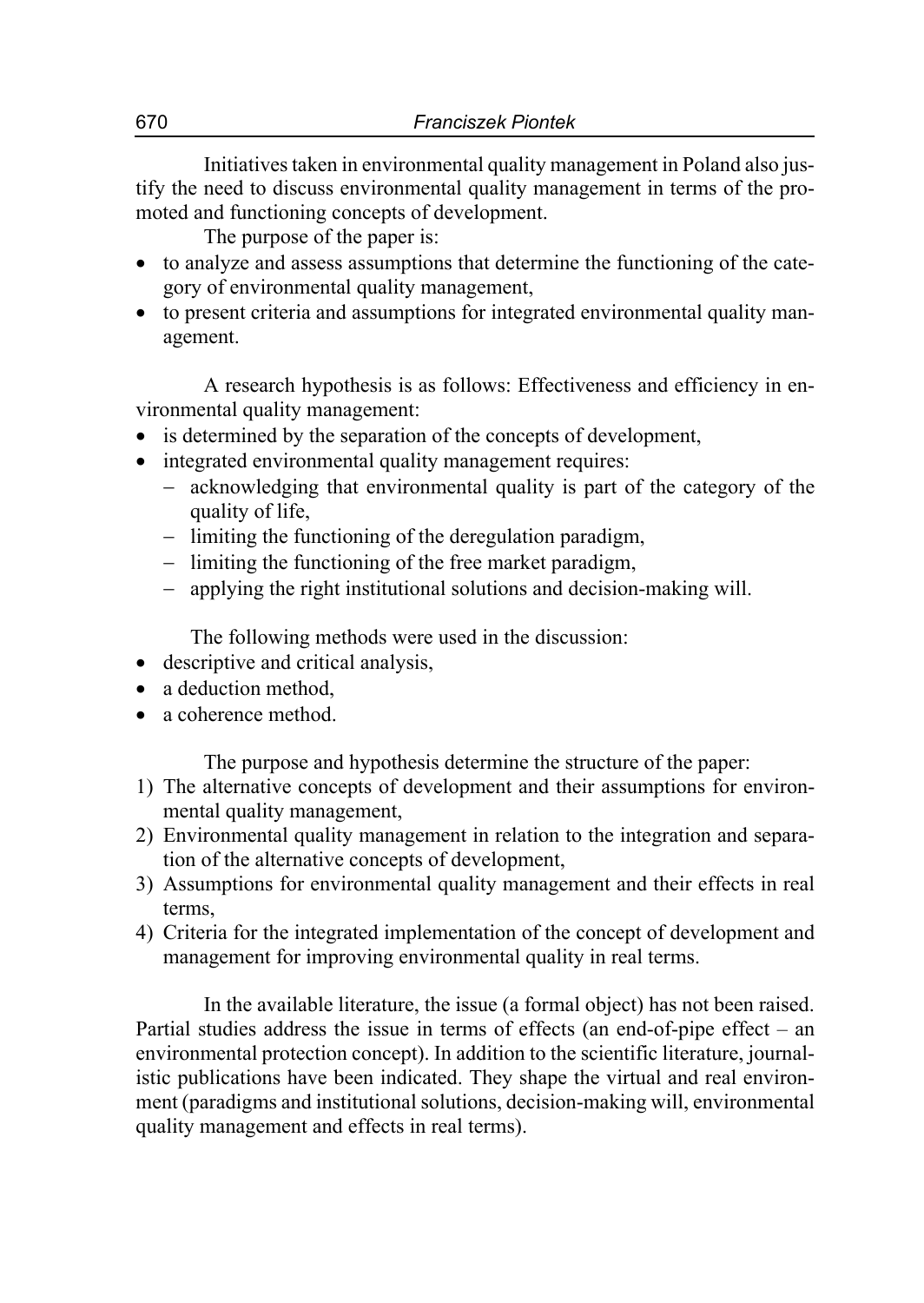Initiatives taken in environmental quality management in Poland also justify the need to discuss environmental quality management in terms of the promoted and functioning concepts of development.

The purpose of the paper is:

- to analyze and assess assumptions that determine the functioning of the category of environmental quality management,
- to present criteria and assumptions for integrated environmental quality management.

A research hypothesis is as follows: Effectiveness and efficiency in environmental quality management:

- is determined by the separation of the concepts of development,
- integrated environmental quality management requires:
  - acknowledging that environmental quality is part of the category of the quality of life,
  - limiting the functioning of the deregulation paradigm,
  - limiting the functioning of the free market paradigm,
  - applying the right institutional solutions and decision-making will.

The following methods were used in the discussion:

- descriptive and critical analysis,
- a deduction method,
- a coherence method.

The purpose and hypothesis determine the structure of the paper:

1) The alternative concepts of development and their assumptions for environmental quality management,
2) Environmental quality management in relation to the integration and separation of the alternative concepts of development,
3) Assumptions for environmental quality management and their effects in real terms,
4) Criteria for the integrated implementation of the concept of development and management for improving environmental quality in real terms.

In the available literature, the issue (a formal object) has not been raised. Partial studies address the issue in terms of effects (an end-of-pipe effect – an environmental protection concept). In addition to the scientific literature, journalistic publications have been indicated. They shape the virtual and real environment (paradigms and institutional solutions, decision-making will, environmental quality management and effects in real terms).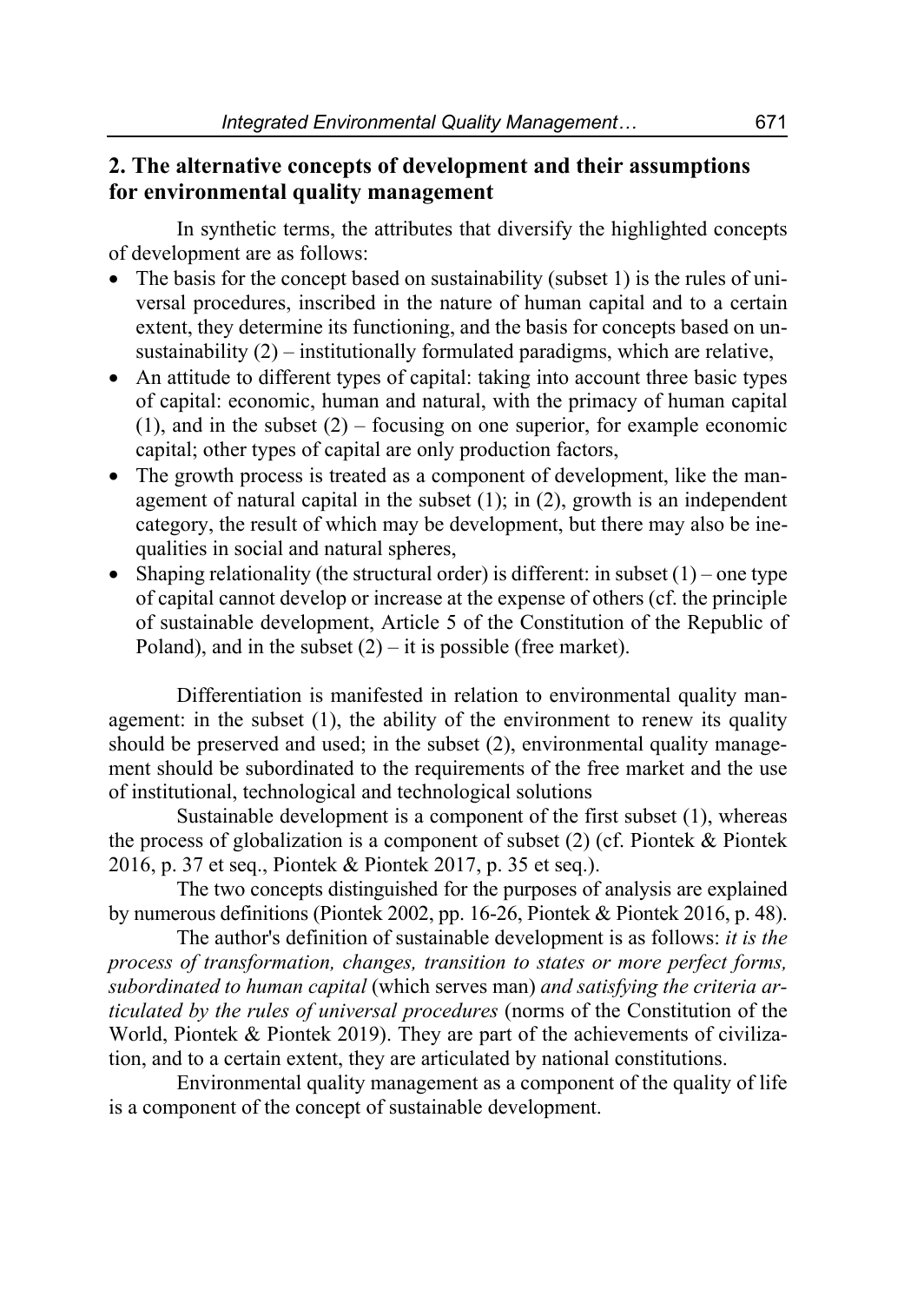## 2. The alternative concepts of development and their assumptions for environmental quality management

In synthetic terms, the attributes that diversify the highlighted concepts of development are as follows:

- The basis for the concept based on sustainability (subset 1) is the rules of universal procedures, inscribed in the nature of human capital and to a certain extent, they determine its functioning, and the basis for concepts based on unsustainability (2) – institutionally formulated paradigms, which are relative,
- An attitude to different types of capital: taking into account three basic types of capital: economic, human and natural, with the primacy of human capital (1), and in the subset (2) – focusing on one superior, for example economic capital; other types of capital are only production factors,
- The growth process is treated as a component of development, like the management of natural capital in the subset (1); in (2), growth is an independent category, the result of which may be development, but there may also be inequalities in social and natural spheres,
- Shaping relationality (the structural order) is different: in subset (1) – one type of capital cannot develop or increase at the expense of others (cf. the principle of sustainable development, Article 5 of the Constitution of the Republic of Poland), and in the subset (2) – it is possible (free market).

Differentiation is manifested in relation to environmental quality management: in the subset (1), the ability of the environment to renew its quality should be preserved and used; in the subset (2), environmental quality management should be subordinated to the requirements of the free market and the use of institutional, technological and technological solutions

Sustainable development is a component of the first subset (1), whereas the process of globalization is a component of subset (2) (cf. Piontek & Piontek 2016, p. 37 et seq., Piontek & Piontek 2017, p. 35 et seq.).

The two concepts distinguished for the purposes of analysis are explained by numerous definitions (Piontek 2002, pp. 16-26, Piontek & Piontek 2016, p. 48).

The author's definition of sustainable development is as follows: *it is the process of transformation, changes, transition to states or more perfect forms, subordinated to human capital* (which serves man) *and satisfying the criteria articulated by the rules of universal procedures* (norms of the Constitution of the World, Piontek & Piontek 2019). They are part of the achievements of civilization, and to a certain extent, they are articulated by national constitutions.

Environmental quality management as a component of the quality of life is a component of the concept of sustainable development.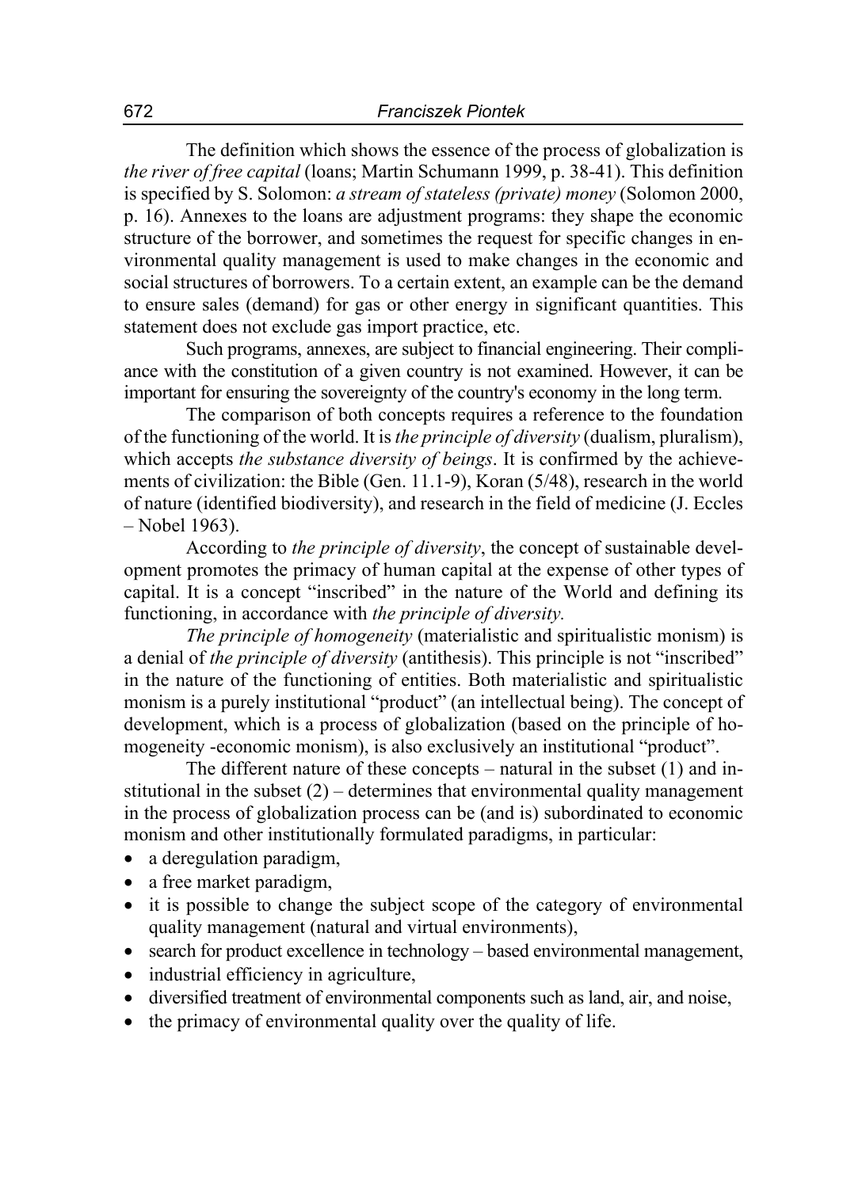The definition which shows the essence of the process of globalization is *the river of free capital* (loans; Martin Schumann 1999, p. 38-41). This definition is specified by S. Solomon: *a stream of stateless (private) money* (Solomon 2000, p. 16). Annexes to the loans are adjustment programs: they shape the economic structure of the borrower, and sometimes the request for specific changes in environmental quality management is used to make changes in the economic and social structures of borrowers. To a certain extent, an example can be the demand to ensure sales (demand) for gas or other energy in significant quantities. This statement does not exclude gas import practice, etc.

Such programs, annexes, are subject to financial engineering. Their compliance with the constitution of a given country is not examined. However, it can be important for ensuring the sovereignty of the country's economy in the long term.

The comparison of both concepts requires a reference to the foundation of the functioning of the world. It is *the principle of diversity* (dualism, pluralism), which accepts *the substance diversity of beings*. It is confirmed by the achievements of civilization: the Bible (Gen. 11.1-9), Koran (5/48), research in the world of nature (identified biodiversity), and research in the field of medicine (J. Eccles – Nobel 1963).

According to *the principle of diversity*, the concept of sustainable development promotes the primacy of human capital at the expense of other types of capital. It is a concept "inscribed" in the nature of the World and defining its functioning, in accordance with *the principle of diversity.*

*The principle of homogeneity* (materialistic and spiritualistic monism) is a denial of *the principle of diversity* (antithesis). This principle is not "inscribed" in the nature of the functioning of entities. Both materialistic and spiritualistic monism is a purely institutional "product" (an intellectual being). The concept of development, which is a process of globalization (based on the principle of homogeneity -economic monism), is also exclusively an institutional "product".

The different nature of these concepts – natural in the subset (1) and institutional in the subset (2) – determines that environmental quality management in the process of globalization process can be (and is) subordinated to economic monism and other institutionally formulated paradigms, in particular:

- a deregulation paradigm,
- a free market paradigm,
- it is possible to change the subject scope of the category of environmental quality management (natural and virtual environments),
- search for product excellence in technology – based environmental management,
- industrial efficiency in agriculture,
- diversified treatment of environmental components such as land, air, and noise,
- the primacy of environmental quality over the quality of life.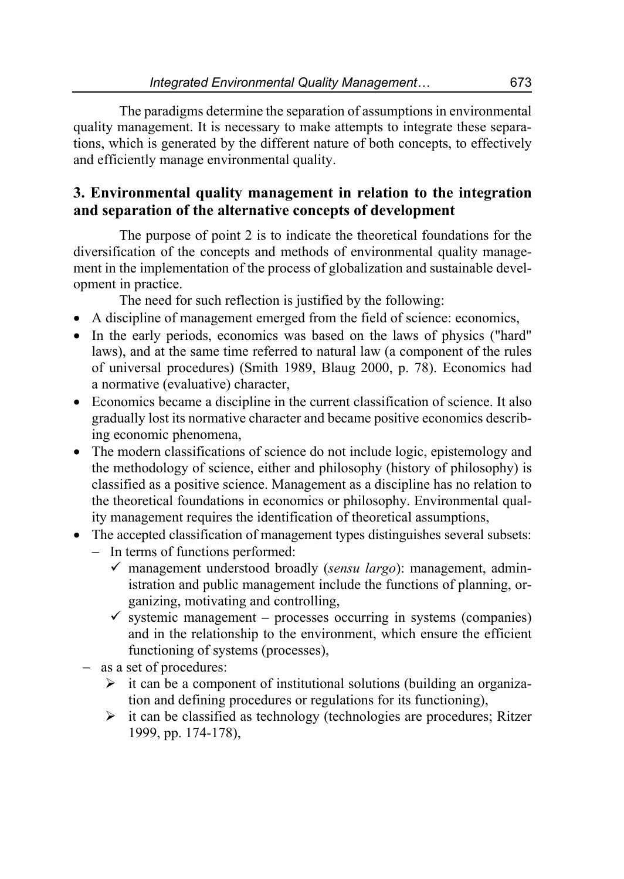The paradigms determine the separation of assumptions in environmental quality management. It is necessary to make attempts to integrate these separations, which is generated by the different nature of both concepts, to effectively and efficiently manage environmental quality.

## 3. Environmental quality management in relation to the integration and separation of the alternative concepts of development

The purpose of point 2 is to indicate the theoretical foundations for the diversification of the concepts and methods of environmental quality management in the implementation of the process of globalization and sustainable development in practice.

The need for such reflection is justified by the following:

- A discipline of management emerged from the field of science: economics,
- In the early periods, economics was based on the laws of physics ("hard" laws), and at the same time referred to natural law (a component of the rules of universal procedures) (Smith 1989, Blaug 2000, p. 78). Economics had a normative (evaluative) character,
- Economics became a discipline in the current classification of science. It also gradually lost its normative character and became positive economics describing economic phenomena,
- The modern classifications of science do not include logic, epistemology and the methodology of science, either and philosophy (history of philosophy) is classified as a positive science. Management as a discipline has no relation to the theoretical foundations in economics or philosophy. Environmental quality management requires the identification of theoretical assumptions,
- The accepted classification of management types distinguishes several subsets:
  - In terms of functions performed:
    - ✓ management understood broadly (*sensu largo*): management, administration and public management include the functions of planning, organizing, motivating and controlling,
    - ✓ systemic management – processes occurring in systems (companies) and in the relationship to the environment, which ensure the efficient functioning of systems (processes),
  - as a set of procedures:
    - ➢ it can be a component of institutional solutions (building an organization and defining procedures or regulations for its functioning),
    - ➢ it can be classified as technology (technologies are procedures; Ritzer 1999, pp. 174-178),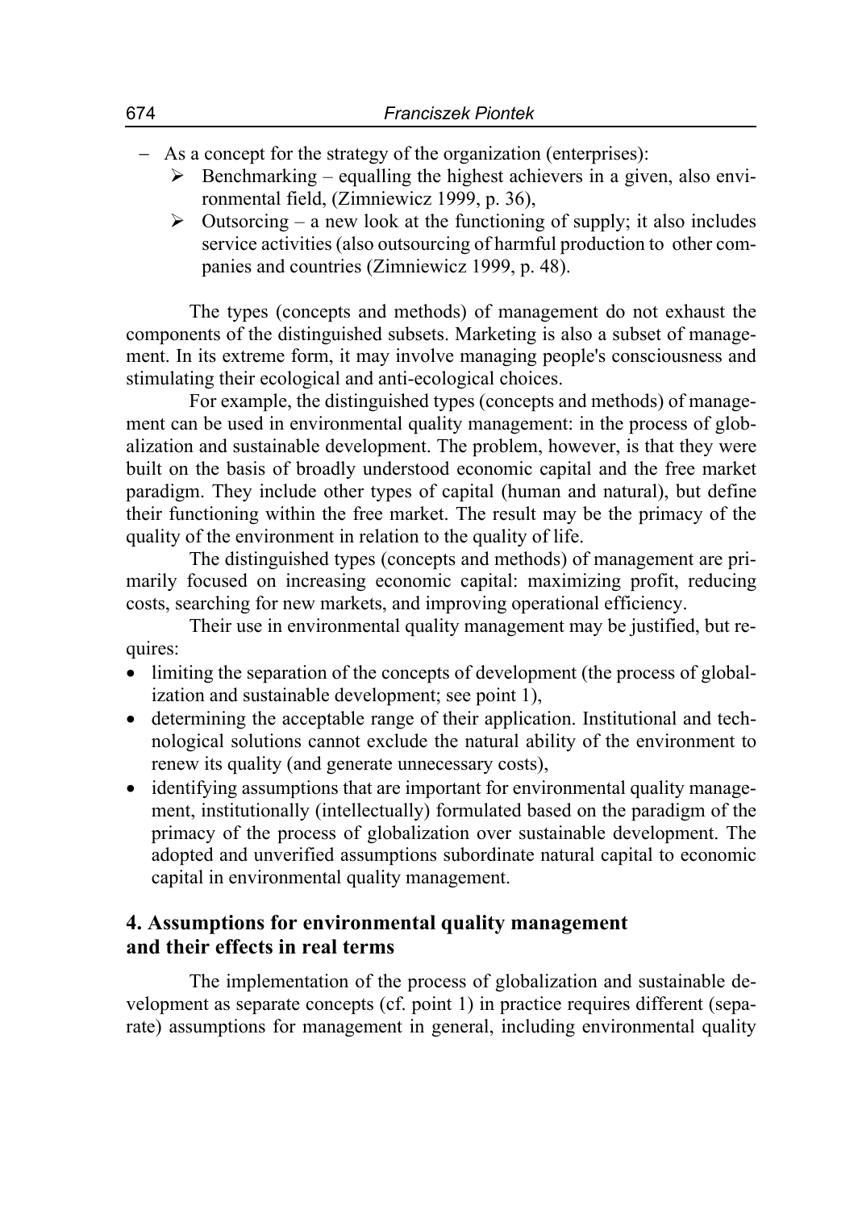- As a concept for the strategy of the organization (enterprises):
  - Benchmarking – equalling the highest achievers in a given, also environmental field, (Zimniewicz 1999, p. 36),
  - Outsorcing – a new look at the functioning of supply; it also includes service activities (also outsourcing of harmful production to other companies and countries (Zimniewicz 1999, p. 48).

The types (concepts and methods) of management do not exhaust the components of the distinguished subsets. Marketing is also a subset of management. In its extreme form, it may involve managing people's consciousness and stimulating their ecological and anti-ecological choices.

For example, the distinguished types (concepts and methods) of management can be used in environmental quality management: in the process of globalization and sustainable development. The problem, however, is that they were built on the basis of broadly understood economic capital and the free market paradigm. They include other types of capital (human and natural), but define their functioning within the free market. The result may be the primacy of the quality of the environment in relation to the quality of life.

The distinguished types (concepts and methods) of management are primarily focused on increasing economic capital: maximizing profit, reducing costs, searching for new markets, and improving operational efficiency.

Their use in environmental quality management may be justified, but requires:

- limiting the separation of the concepts of development (the process of globalization and sustainable development; see point 1),
- determining the acceptable range of their application. Institutional and technological solutions cannot exclude the natural ability of the environment to renew its quality (and generate unnecessary costs),
- identifying assumptions that are important for environmental quality management, institutionally (intellectually) formulated based on the paradigm of the primacy of the process of globalization over sustainable development. The adopted and unverified assumptions subordinate natural capital to economic capital in environmental quality management.

## 4. Assumptions for environmental quality management and their effects in real terms

The implementation of the process of globalization and sustainable development as separate concepts (cf. point 1) in practice requires different (separate) assumptions for management in general, including environmental quality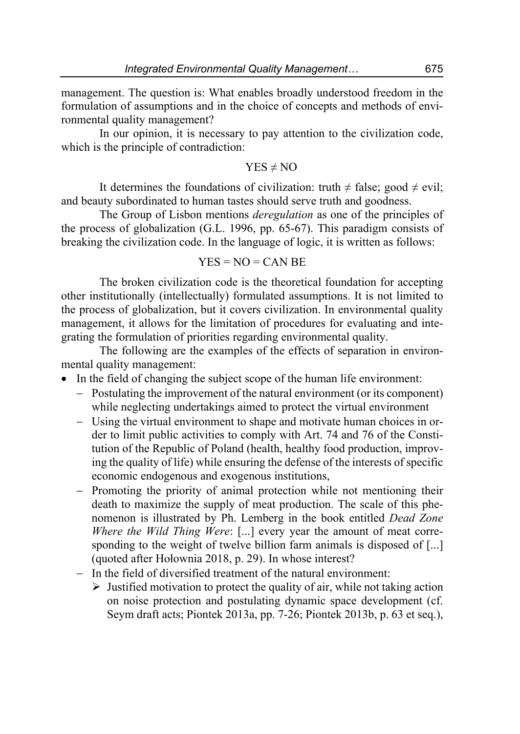management. The question is: What enables broadly understood freedom in the formulation of assumptions and in the choice of concepts and methods of environmental quality management?

In our opinion, it is necessary to pay attention to the civilization code, which is the principle of contradiction:

$$\text{YES} \neq \text{NO}$$

It determines the foundations of civilization: truth ≠ false; good ≠ evil; and beauty subordinated to human tastes should serve truth and goodness.

The Group of Lisbon mentions *deregulation* as one of the principles of the process of globalization (G.L. 1996, pp. 65-67). This paradigm consists of breaking the civilization code. In the language of logic, it is written as follows:

$$\text{YES} = \text{NO} = \text{CAN BE}$$

The broken civilization code is the theoretical foundation for accepting other institutionally (intellectually) formulated assumptions. It is not limited to the process of globalization, but it covers civilization. In environmental quality management, it allows for the limitation of procedures for evaluating and integrating the formulation of priorities regarding environmental quality.

The following are the examples of the effects of separation in environmental quality management:

- In the field of changing the subject scope of the human life environment:
  - Postulating the improvement of the natural environment (or its component) while neglecting undertakings aimed to protect the virtual environment
  - Using the virtual environment to shape and motivate human choices in order to limit public activities to comply with Art. 74 and 76 of the Constitution of the Republic of Poland (health, healthy food production, improving the quality of life) while ensuring the defense of the interests of specific economic endogenous and exogenous institutions,
  - Promoting the priority of animal protection while not mentioning their death to maximize the supply of meat production. The scale of this phenomenon is illustrated by Ph. Lemberg in the book entitled *Dead Zone Where the Wild Thing Were*: [...] every year the amount of meat corresponding to the weight of twelve billion farm animals is disposed of [...] (quoted after Hołownia 2018, p. 29). In whose interest?
  - In the field of diversified treatment of the natural environment:
    - Justified motivation to protect the quality of air, while not taking action on noise protection and postulating dynamic space development (cf. Seym draft acts; Piontek 2013a, pp. 7-26; Piontek 2013b, p. 63 et seq.),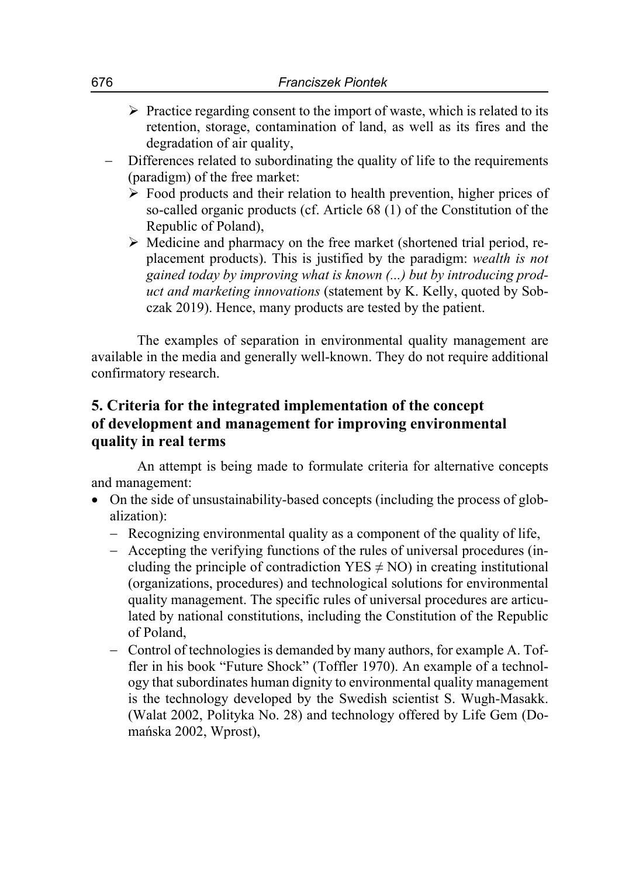- Practice regarding consent to the import of waste, which is related to its retention, storage, contamination of land, as well as its fires and the degradation of air quality,
- Differences related to subordinating the quality of life to the requirements (paradigm) of the free market:
    - Food products and their relation to health prevention, higher prices of so-called organic products (cf. Article 68 (1) of the Constitution of the Republic of Poland),
    - Medicine and pharmacy on the free market (shortened trial period, replacement products). This is justified by the paradigm: *wealth is not gained today by improving what is known (...) but by introducing product and marketing innovations* (statement by K. Kelly, quoted by Sobczak 2019). Hence, many products are tested by the patient.

The examples of separation in environmental quality management are available in the media and generally well-known. They do not require additional confirmatory research.

## 5. Criteria for the integrated implementation of the concept of development and management for improving environmental quality in real terms

An attempt is being made to formulate criteria for alternative concepts and management:

- On the side of unsustainability-based concepts (including the process of globalization):
    - Recognizing environmental quality as a component of the quality of life,
    - Accepting the verifying functions of the rules of universal procedures (including the principle of contradiction YES ≠ NO) in creating institutional (organizations, procedures) and technological solutions for environmental quality management. The specific rules of universal procedures are articulated by national constitutions, including the Constitution of the Republic of Poland,
    - Control of technologies is demanded by many authors, for example A. Toffler in his book "Future Shock" (Toffler 1970). An example of a technology that subordinates human dignity to environmental quality management is the technology developed by the Swedish scientist S. Wugh-Masakk. (Walat 2002, Polityka No. 28) and technology offered by Life Gem (Domańska 2002, Wprost),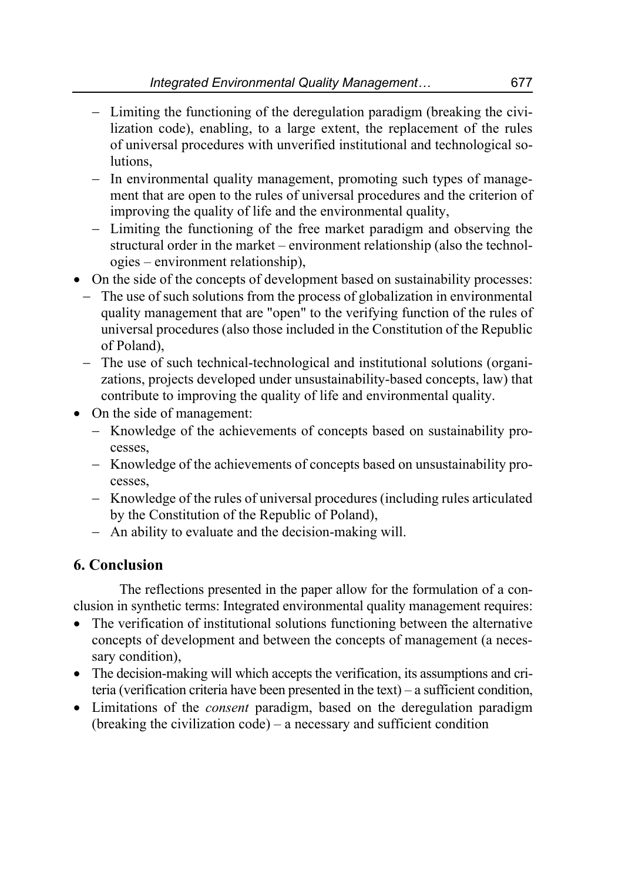- Limiting the functioning of the deregulation paradigm (breaking the civilization code), enabling, to a large extent, the replacement of the rules of universal procedures with unverified institutional and technological solutions,
  - In environmental quality management, promoting such types of management that are open to the rules of universal procedures and the criterion of improving the quality of life and the environmental quality,
  - Limiting the functioning of the free market paradigm and observing the structural order in the market – environment relationship (also the technologies – environment relationship),
- On the side of the concepts of development based on sustainability processes:
  - The use of such solutions from the process of globalization in environmental quality management that are "open" to the verifying function of the rules of universal procedures (also those included in the Constitution of the Republic of Poland),
  - The use of such technical-technological and institutional solutions (organizations, projects developed under unsustainability-based concepts, law) that contribute to improving the quality of life and environmental quality.
- On the side of management:
  - Knowledge of the achievements of concepts based on sustainability processes,
  - Knowledge of the achievements of concepts based on unsustainability processes,
  - Knowledge of the rules of universal procedures (including rules articulated by the Constitution of the Republic of Poland),
  - An ability to evaluate and the decision-making will.

## 6. Conclusion

The reflections presented in the paper allow for the formulation of a conclusion in synthetic terms: Integrated environmental quality management requires:

- The verification of institutional solutions functioning between the alternative concepts of development and between the concepts of management (a necessary condition),
- The decision-making will which accepts the verification, its assumptions and criteria (verification criteria have been presented in the text) – a sufficient condition,
- Limitations of the *consent* paradigm, based on the deregulation paradigm (breaking the civilization code) – a necessary and sufficient condition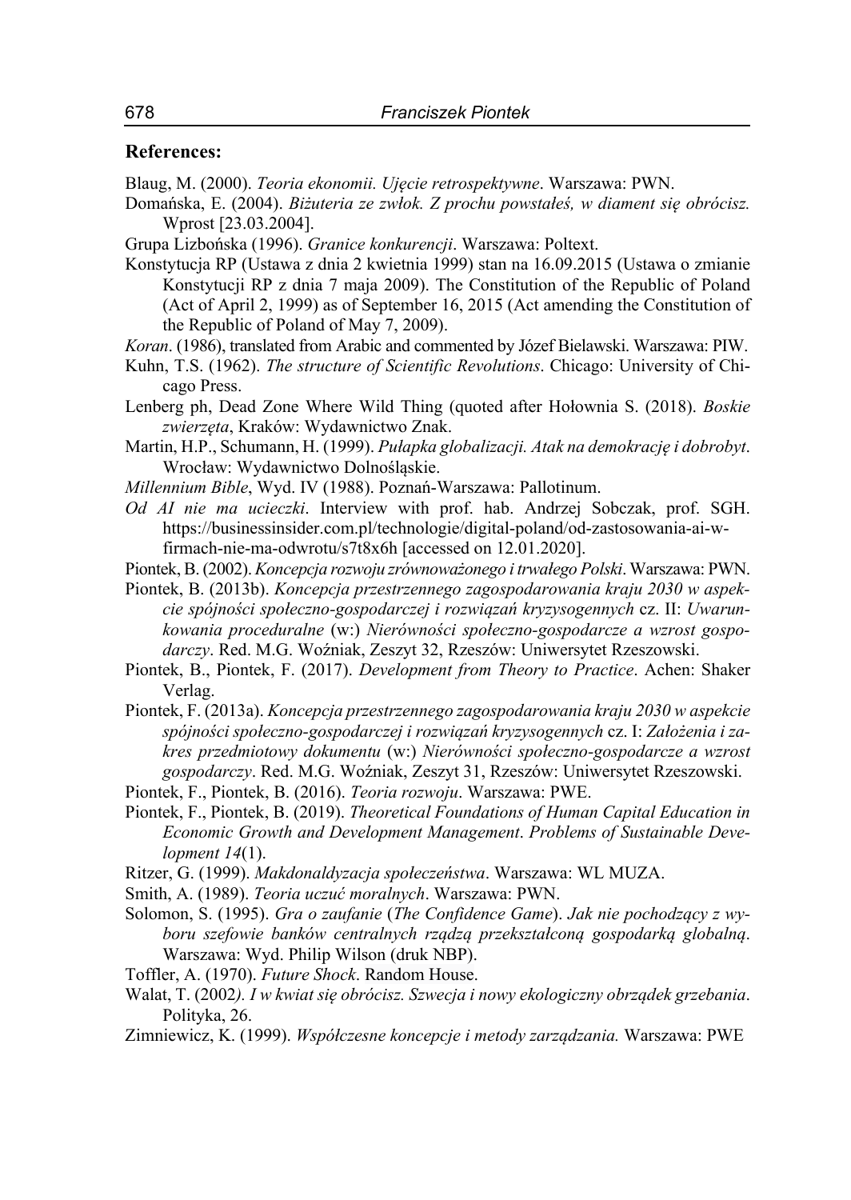## References:

Blaug, M. (2000). *Teoria ekonomii. Ujęcie retrospektywne*. Warszawa: PWN.

Domańska, E. (2004). *Biżuteria ze zwłok. Z prochu powstałeś, w diament się obrócisz.* Wprost [23.03.2004].

Grupa Lizbońska (1996). *Granice konkurencji*. Warszawa: Poltext.

Konstytucja RP (Ustawa z dnia 2 kwietnia 1999) stan na 16.09.2015 (Ustawa o zmianie Konstytucji RP z dnia 7 maja 2009). The Constitution of the Republic of Poland (Act of April 2, 1999) as of September 16, 2015 (Act amending the Constitution of the Republic of Poland of May 7, 2009).

*Koran*. (1986), translated from Arabic and commented by Józef Bielawski. Warszawa: PIW.

Kuhn, T.S. (1962). *The structure of Scientific Revolutions*. Chicago: University of Chicago Press.

Lenberg ph, Dead Zone Where Wild Thing (quoted after Hołownia S. (2018). *Boskie zwierzęta*, Kraków: Wydawnictwo Znak.

Martin, H.P., Schumann, H. (1999). *Pułapka globalizacji. Atak na demokrację i dobrobyt*. Wrocław: Wydawnictwo Dolnośląskie.

*Millennium Bible*, Wyd. IV (1988). Poznań-Warszawa: Pallotinum.

*Od AI nie ma ucieczki*. Interview with prof. hab. Andrzej Sobczak, prof. SGH. https://businessinsider.com.pl/technologie/digital-poland/od-zastosowania-ai-w-firmach-nie-ma-odwrotu/s7t8x6h [accessed on 12.01.2020].

Piontek, B. (2002). *Koncepcja rozwoju zrównoważonego i trwałego Polski*. Warszawa: PWN.

Piontek, B. (2013b). *Koncepcja przestrzennego zagospodarowania kraju 2030 w aspekcie spójności społeczno-gospodarczej i rozwiązań kryzysogennych* cz. II: *Uwarunkowania proceduralne* (w:) *Nierówności społeczno-gospodarcze a wzrost gospodarczy*. Red. M.G. Woźniak, Zeszyt 32, Rzeszów: Uniwersytet Rzeszowski.

Piontek, B., Piontek, F. (2017). *Development from Theory to Practice*. Achen: Shaker Verlag.

Piontek, F. (2013a). *Koncepcja przestrzennego zagospodarowania kraju 2030 w aspekcie spójności społeczno-gospodarczej i rozwiązań kryzysogennych* cz. I: *Założenia i zakres przedmiotowy dokumentu* (w:) *Nierówności społeczno-gospodarcze a wzrost gospodarczy*. Red. M.G. Woźniak, Zeszyt 31, Rzeszów: Uniwersytet Rzeszowski.

Piontek, F., Piontek, B. (2016). *Teoria rozwoju*. Warszawa: PWE.

Piontek, F., Piontek, B. (2019). *Theoretical Foundations of Human Capital Education in Economic Growth and Development Management*. *Problems of Sustainable Development 14*(1).

Ritzer, G. (1999). *Makdonaldyzacja społeczeństwa*. Warszawa: WL MUZA.

Smith, A. (1989). *Teoria uczuć moralnych*. Warszawa: PWN.

Solomon, S. (1995). *Gra o zaufanie* (*The Confidence Game*). *Jak nie pochodzący z wyboru szefowie banków centralnych rządzą przekształconą gospodarką globalną*. Warszawa: Wyd. Philip Wilson (druk NBP).

Toffler, A. (1970). *Future Shock*. Random House.

Walat, T. (2002*). I w kwiat się obrócisz. Szwecja i nowy ekologiczny obrządek grzebania*. Polityka, 26.

Zimniewicz, K. (1999). *Współczesne koncepcje i metody zarządzania.* Warszawa: PWE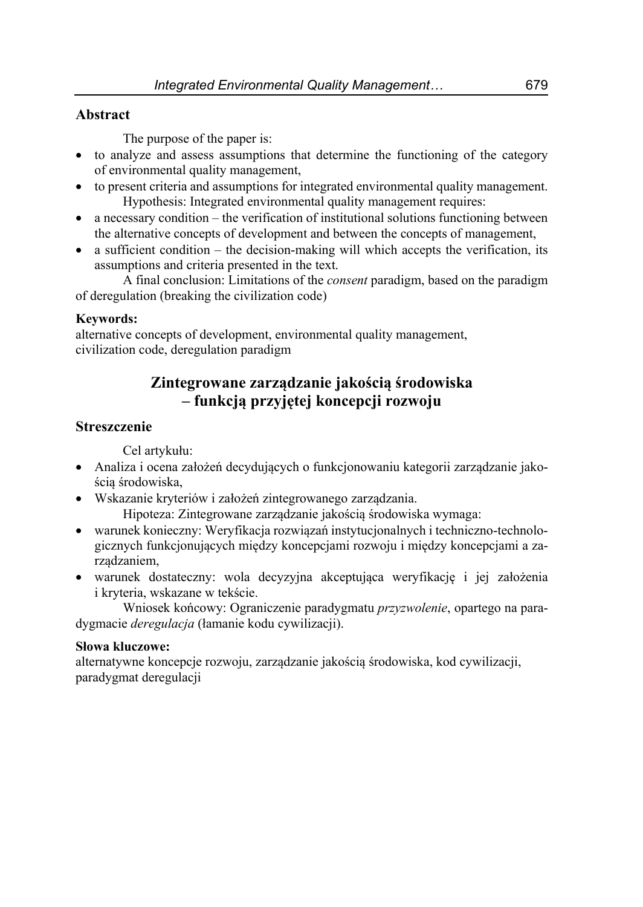## Abstract

The purpose of the paper is:

- to analyze and assess assumptions that determine the functioning of the category of environmental quality management,
- to present criteria and assumptions for integrated environmental quality management.

Hypothesis: Integrated environmental quality management requires:

- a necessary condition – the verification of institutional solutions functioning between the alternative concepts of development and between the concepts of management,
- a sufficient condition – the decision-making will which accepts the verification, its assumptions and criteria presented in the text.

A final conclusion: Limitations of the *consent* paradigm, based on the paradigm of deregulation (breaking the civilization code)

**Keywords:**
alternative concepts of development, environmental quality management, civilization code, deregulation paradigm

## Zintegrowane zarządzanie jakością środowiska – funkcją przyjętej koncepcji rozwoju

## Streszczenie

Cel artykułu:

- Analiza i ocena założeń decydujących o funkcjonowaniu kategorii zarządzanie jakością środowiska,
- Wskazanie kryteriów i założeń zintegrowanego zarządzania.

Hipoteza: Zintegrowane zarządzanie jakością środowiska wymaga:

- warunek konieczny: Weryfikacja rozwiązań instytucjonalnych i techniczno-technologicznych funkcjonujących między koncepcjami rozwoju i między koncepcjami a zarządzaniem,
- warunek dostateczny: wola decyzyjna akceptująca weryfikację i jej założenia i kryteria, wskazane w tekście.

Wniosek końcowy: Ograniczenie paradygmatu *przyzwolenie*, opartego na paradygmacie *deregulacja* (łamanie kodu cywilizacji).

**Słowa kluczowe:**
alternatywne koncepcje rozwoju, zarządzanie jakością środowiska, kod cywilizacji, paradygmat deregulacji